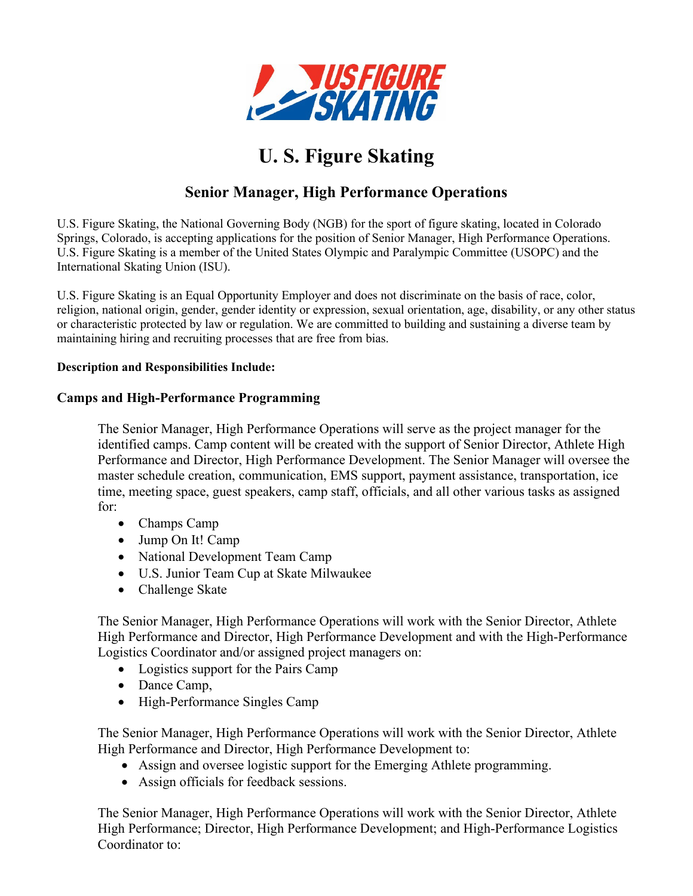# U. S. Figure Skating

## Senior Manager, High Performance Operations

U.S. Figure Skating, the National Governing Body (NGB) for the sport of figure skating, located in Colorado Springs, Colorado, is accepting applications for the position of Senior Manager, High Performance Operations. U.S. Figure Skating is a member of the United States Olympic and Paralympic Committee (USOPC) and the International Skating Union (ISU).

U.S. Figure Skating is an Equal Opportunity Employer and does not discriminate on the basis of race, color, religion, national origin, gender, gender identity or expression, sexual orientation, age, disability, or any other status or characteristic protected by law or regulation. We are committed to building and sustaining a diverse team by maintaining hiring and recruiting processes that are free from bias.

**Description and Responsibilities Include:**

### Camps and High-Performance Programming

The Senior Manager, High Performance Operations will serve as the project manager for the identified camps. Camp content will be created with the support of Senior Director, Athlete High Performance and Director, High Performance Development. The Senior Manager will oversee the master schedule creation, communication, EMS support, payment assistance, transportation, ice time, meeting space, guest speakers, camp staff, officials, and all other various tasks as assigned for:

- Champs Camp
- Jump On It! Camp
- National Development Team Camp
- U.S. Junior Team Cup at Skate Milwaukee
- Challenge Skate

The Senior Manager, High Performance Operations will work with the Senior Director, Athlete High Performance and Director, High Performance Development and with the High-Performance Logistics Coordinator and/or assigned project managers on:

- Logistics support for the Pairs Camp
- Dance Camp,
- High-Performance Singles Camp

The Senior Manager, High Performance Operations will work with the Senior Director, Athlete High Performance and Director, High Performance Development to:

- Assign and oversee logistic support for the Emerging Athlete programming.
- Assign officials for feedback sessions.

The Senior Manager, High Performance Operations will work with the Senior Director, Athlete High Performance; Director, High Performance Development; and High-Performance Logistics Coordinator to: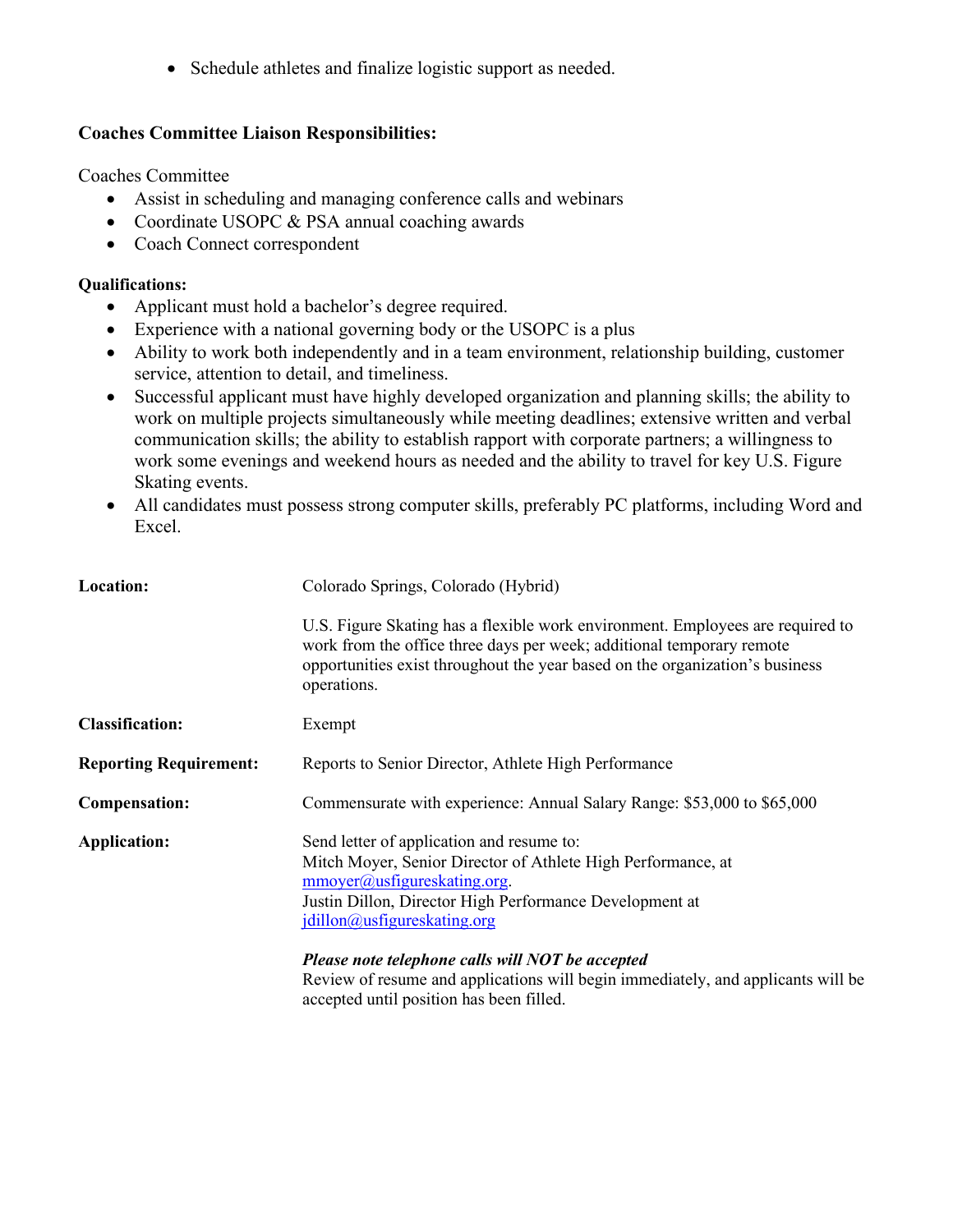- Schedule athletes and finalize logistic support as needed.

**Coaches Committee Liaison Responsibilities:**

Coaches Committee

- Assist in scheduling and managing conference calls and webinars
- Coordinate USOPC & PSA annual coaching awards
- Coach Connect correspondent

**Qualifications:**

- Applicant must hold a bachelor's degree required.
- Experience with a national governing body or the USOPC is a plus
- Ability to work both independently and in a team environment, relationship building, customer service, attention to detail, and timeliness.
- Successful applicant must have highly developed organization and planning skills; the ability to work on multiple projects simultaneously while meeting deadlines; extensive written and verbal communication skills; the ability to establish rapport with corporate partners; a willingness to work some evenings and weekend hours as needed and the ability to travel for key U.S. Figure Skating events.
- All candidates must possess strong computer skills, preferably PC platforms, including Word and Excel.

| | |
|---|---|
| **Location:** | Colorado Springs, Colorado (Hybrid)<br><br>U.S. Figure Skating has a flexible work environment. Employees are required to work from the office three days per week; additional temporary remote opportunities exist throughout the year based on the organization's business operations. |
| **Classification:** | Exempt |
| **Reporting Requirement:** | Reports to Senior Director, Athlete High Performance |
| **Compensation:** | Commensurate with experience: Annual Salary Range: $53,000 to $65,000 |
| **Application:** | Send letter of application and resume to:<br>Mitch Moyer, Senior Director of Athlete High Performance, at mmoyer@usfigureskating.org.<br>Justin Dillon, Director High Performance Development at jdillon@usfigureskating.org<br><br>***Please note telephone calls will NOT be accepted***<br>Review of resume and applications will begin immediately, and applicants will be accepted until position has been filled. |